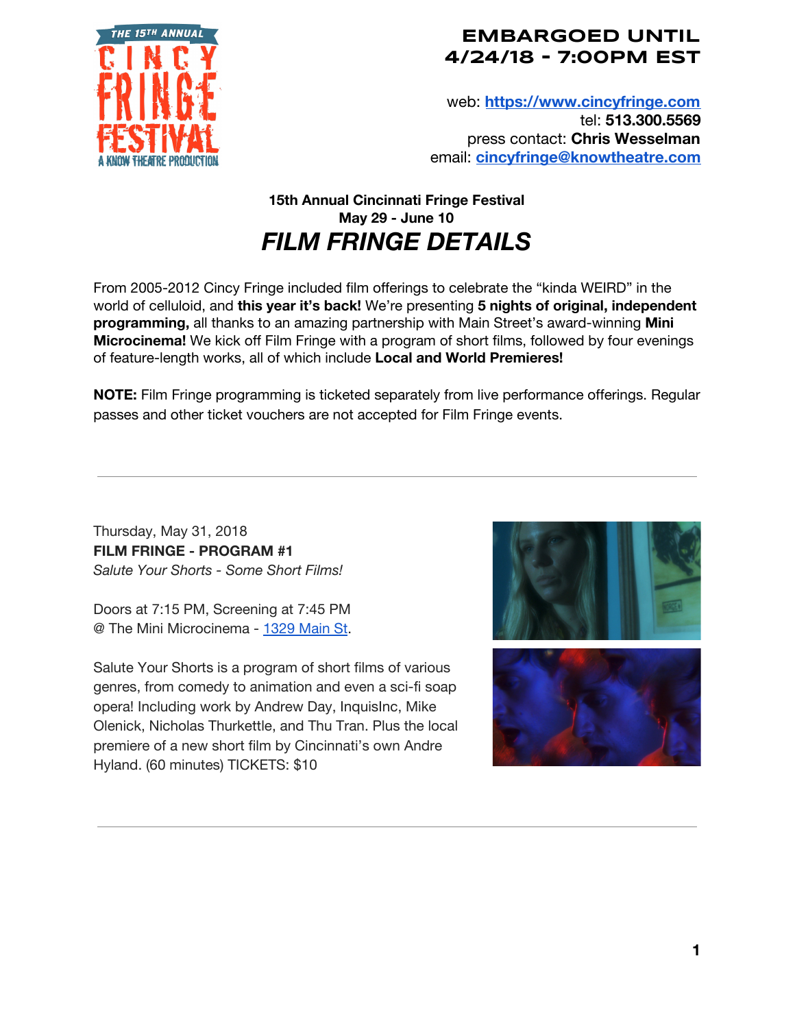**EMBARGOED UNTIL 4/24/18 - 7:00PM EST**

web: **[https://www.cincyfringe.com](https://www.cincyfringe.com)**
tel: **513.300.5569**
press contact: **Chris Wesselman**
email: **[cincyfringe@knowtheatre.com](mailto:cincyfringe@knowtheatre.com)**

**15th Annual Cincinnati Fringe Festival**
**May 29 - June 10**

# *FILM FRINGE DETAILS*

From 2005-2012 Cincy Fringe included film offerings to celebrate the "kinda WEIRD" in the world of celluloid, and **this year it's back!** We're presenting **5 nights of original, independent programming,** all thanks to an amazing partnership with Main Street's award-winning **Mini Microcinema!** We kick off Film Fringe with a program of short films, followed by four evenings of feature-length works, all of which include **Local and World Premieres!**

**NOTE:** Film Fringe programming is ticketed separately from live performance offerings. Regular passes and other ticket vouchers are not accepted for Film Fringe events.

---

Thursday, May 31, 2018
**FILM FRINGE - PROGRAM #1**
*Salute Your Shorts - Some Short Films!*

Doors at 7:15 PM, Screening at 7:45 PM
@ The Mini Microcinema - [1329 Main St](#).

Salute Your Shorts is a program of short films of various genres, from comedy to animation and even a sci-fi soap opera! Including work by Andrew Day, InquisInc, Mike Olenick, Nicholas Thurkettle, and Thu Tran. Plus the local premiere of a new short film by Cincinnati's own Andre Hyland. (60 minutes) TICKETS: $10

---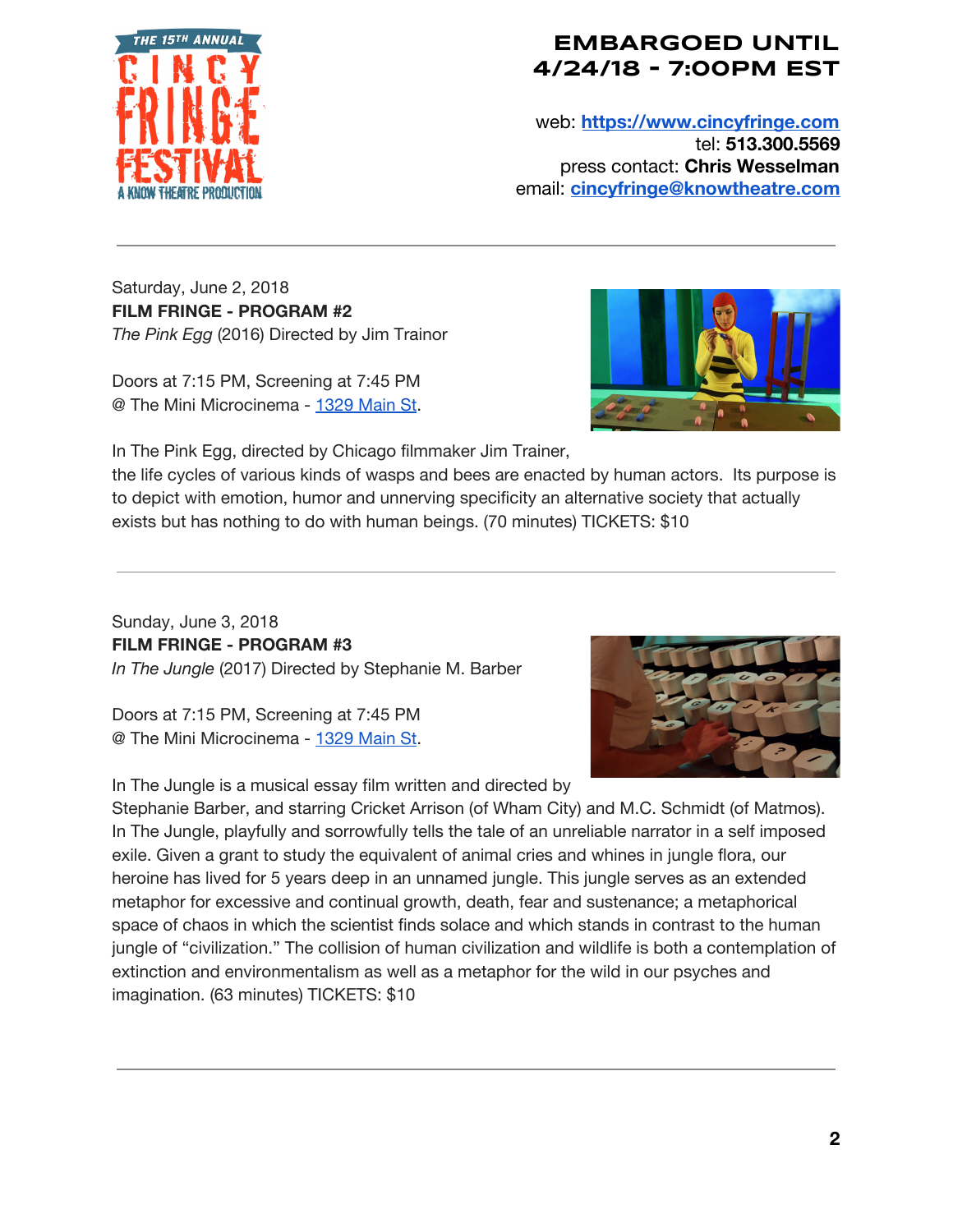**EMBARGOED UNTIL 4/24/18 - 7:00PM EST**

web: **https://www.cincyfringe.com**
tel: **513.300.5569**
press contact: **Chris Wesselman**
email: **cincyfringe@knowtheatre.com**

---

Saturday, June 2, 2018
**FILM FRINGE - PROGRAM #2**
*The Pink Egg* (2016) Directed by Jim Trainor

Doors at 7:15 PM, Screening at 7:45 PM
@ The Mini Microcinema - 1329 Main St.

In The Pink Egg, directed by Chicago filmmaker Jim Trainer, the life cycles of various kinds of wasps and bees are enacted by human actors. Its purpose is to depict with emotion, humor and unnerving specificity an alternative society that actually exists but has nothing to do with human beings. (70 minutes) TICKETS: $10

---

Sunday, June 3, 2018
**FILM FRINGE - PROGRAM #3**
*In The Jungle* (2017) Directed by Stephanie M. Barber

Doors at 7:15 PM, Screening at 7:45 PM
@ The Mini Microcinema - 1329 Main St.

In The Jungle is a musical essay film written and directed by Stephanie Barber, and starring Cricket Arrison (of Wham City) and M.C. Schmidt (of Matmos). In The Jungle, playfully and sorrowfully tells the tale of an unreliable narrator in a self imposed exile. Given a grant to study the equivalent of animal cries and whines in jungle flora, our heroine has lived for 5 years deep in an unnamed jungle. This jungle serves as an extended metaphor for excessive and continual growth, death, fear and sustenance; a metaphorical space of chaos in which the scientist finds solace and which stands in contrast to the human jungle of "civilization." The collision of human civilization and wildlife is both a contemplation of extinction and environmentalism as well as a metaphor for the wild in our psyches and imagination. (63 minutes) TICKETS: $10

---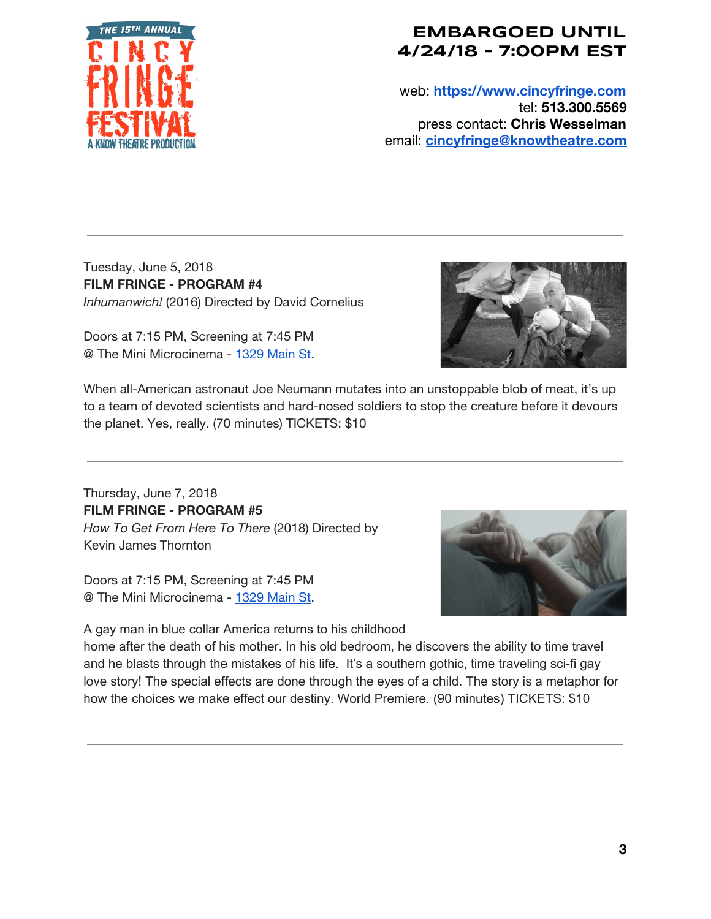**EMBARGOED UNTIL 4/24/18 - 7:00PM EST**

web: **https://www.cincyfringe.com**
tel: **513.300.5569**
press contact: **Chris Wesselman**
email: **cincyfringe@knowtheatre.com**

---

Tuesday, June 5, 2018
**FILM FRINGE - PROGRAM #4**
*Inhumanwich!* (2016) Directed by David Cornelius

Doors at 7:15 PM, Screening at 7:45 PM
@ The Mini Microcinema - 1329 Main St.

When all-American astronaut Joe Neumann mutates into an unstoppable blob of meat, it's up to a team of devoted scientists and hard-nosed soldiers to stop the creature before it devours the planet. Yes, really. (70 minutes) TICKETS: $10

---

Thursday, June 7, 2018
**FILM FRINGE - PROGRAM #5**
*How To Get From Here To There* (2018) Directed by Kevin James Thornton

Doors at 7:15 PM, Screening at 7:45 PM
@ The Mini Microcinema - 1329 Main St.

A gay man in blue collar America returns to his childhood home after the death of his mother. In his old bedroom, he discovers the ability to time travel and he blasts through the mistakes of his life. It's a southern gothic, time traveling sci-fi gay love story! The special effects are done through the eyes of a child. The story is a metaphor for how the choices we make effect our destiny. World Premiere. (90 minutes) TICKETS: $10

---